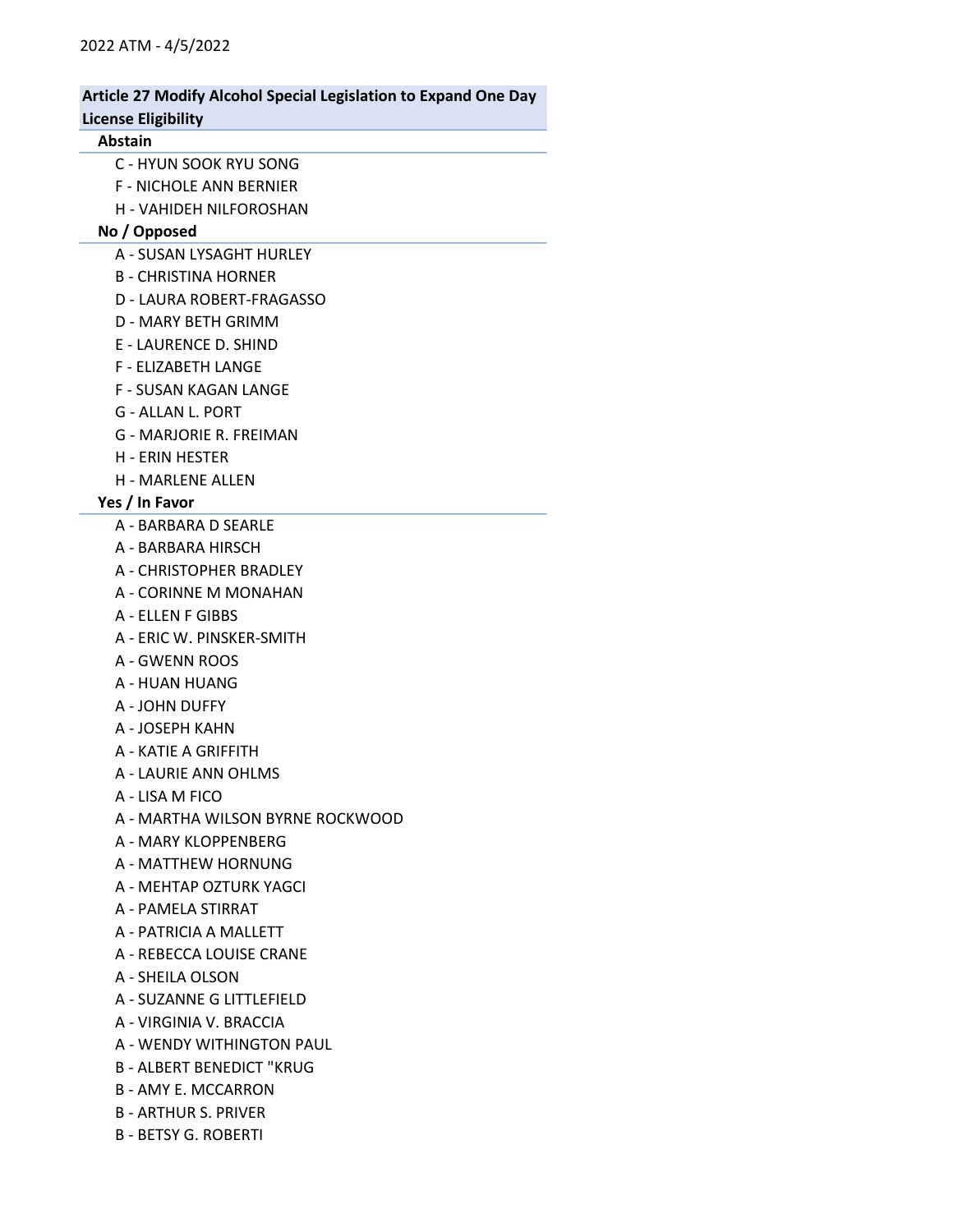2022 ATM - 4/5/2022

## Article 27 Modify Alcohol Special Legislation to Expand One Day License Eligibility

### Abstain

- C - HYUN SOOK RYU SONG
- F - NICHOLE ANN BERNIER
- H - VAHIDEH NILFOROSHAN

### No / Opposed

- A - SUSAN LYSAGHT HURLEY
- B - CHRISTINA HORNER
- D - LAURA ROBERT-FRAGASSO
- D - MARY BETH GRIMM
- E - LAURENCE D. SHIND
- F - ELIZABETH LANGE
- F - SUSAN KAGAN LANGE
- G - ALLAN L. PORT
- G - MARJORIE R. FREIMAN
- H - ERIN HESTER
- H - MARLENE ALLEN

### Yes / In Favor

- A - BARBARA D SEARLE
- A - BARBARA HIRSCH
- A - CHRISTOPHER BRADLEY
- A - CORINNE M MONAHAN
- A - ELLEN F GIBBS
- A - ERIC W. PINSKER-SMITH
- A - GWENN ROOS
- A - HUAN HUANG
- A - JOHN DUFFY
- A - JOSEPH KAHN
- A - KATIE A GRIFFITH
- A - LAURIE ANN OHLMS
- A - LISA M FICO
- A - MARTHA WILSON BYRNE ROCKWOOD
- A - MARY KLOPPENBERG
- A - MATTHEW HORNUNG
- A - MEHTAP OZTURK YAGCI
- A - PAMELA STIRRAT
- A - PATRICIA A MALLETT
- A - REBECCA LOUISE CRANE
- A - SHEILA OLSON
- A - SUZANNE G LITTLEFIELD
- A - VIRGINIA V. BRACCIA
- A - WENDY WITHINGTON PAUL
- B - ALBERT BENEDICT "KRUG
- B - AMY E. MCCARRON
- B - ARTHUR S. PRIVER
- B - BETSY G. ROBERTI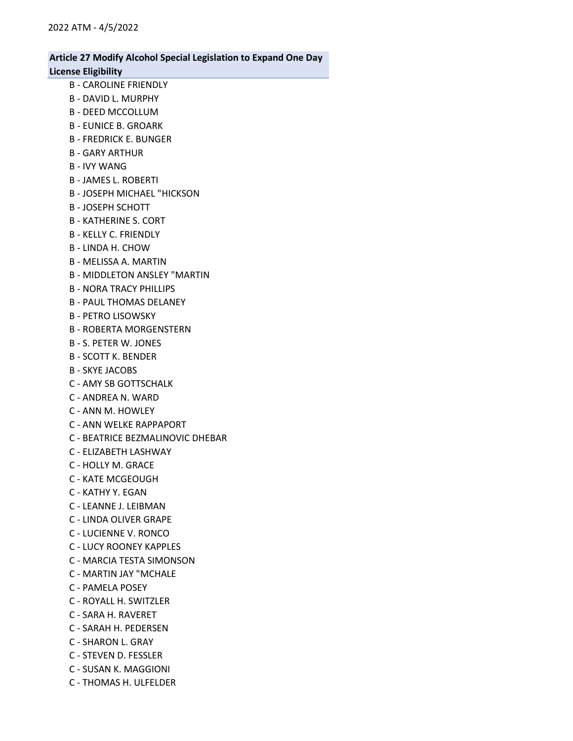**Article 27 Modify Alcohol Special Legislation to Expand One Day License Eligibility**

B - CAROLINE FRIENDLY
B - DAVID L. MURPHY
B - DEED MCCOLLUM
B - EUNICE B. GROARK
B - FREDRICK E. BUNGER
B - GARY ARTHUR
B - IVY WANG
B - JAMES L. ROBERTI
B - JOSEPH MICHAEL "HICKSON
B - JOSEPH SCHOTT
B - KATHERINE S. CORT
B - KELLY C. FRIENDLY
B - LINDA H. CHOW
B - MELISSA A. MARTIN
B - MIDDLETON ANSLEY "MARTIN
B - NORA TRACY PHILLIPS
B - PAUL THOMAS DELANEY
B - PETRO LISOWSKY
B - ROBERTA MORGENSTERN
B - S. PETER W. JONES
B - SCOTT K. BENDER
B - SKYE JACOBS
C - AMY SB GOTTSCHALK
C - ANDREA N. WARD
C - ANN M. HOWLEY
C - ANN WELKE RAPPAPORT
C - BEATRICE BEZMALINOVIC DHEBAR
C - ELIZABETH LASHWAY
C - HOLLY M. GRACE
C - KATE MCGEOUGH
C - KATHY Y. EGAN
C - LEANNE J. LEIBMAN
C - LINDA OLIVER GRAPE
C - LUCIENNE V. RONCO
C - LUCY ROONEY KAPPLES
C - MARCIA TESTA SIMONSON
C - MARTIN JAY "MCHALE
C - PAMELA POSEY
C - ROYALL H. SWITZLER
C - SARA H. RAVERET
C - SARAH H. PEDERSEN
C - SHARON L. GRAY
C - STEVEN D. FESSLER
C - SUSAN K. MAGGIONI
C - THOMAS H. ULFELDER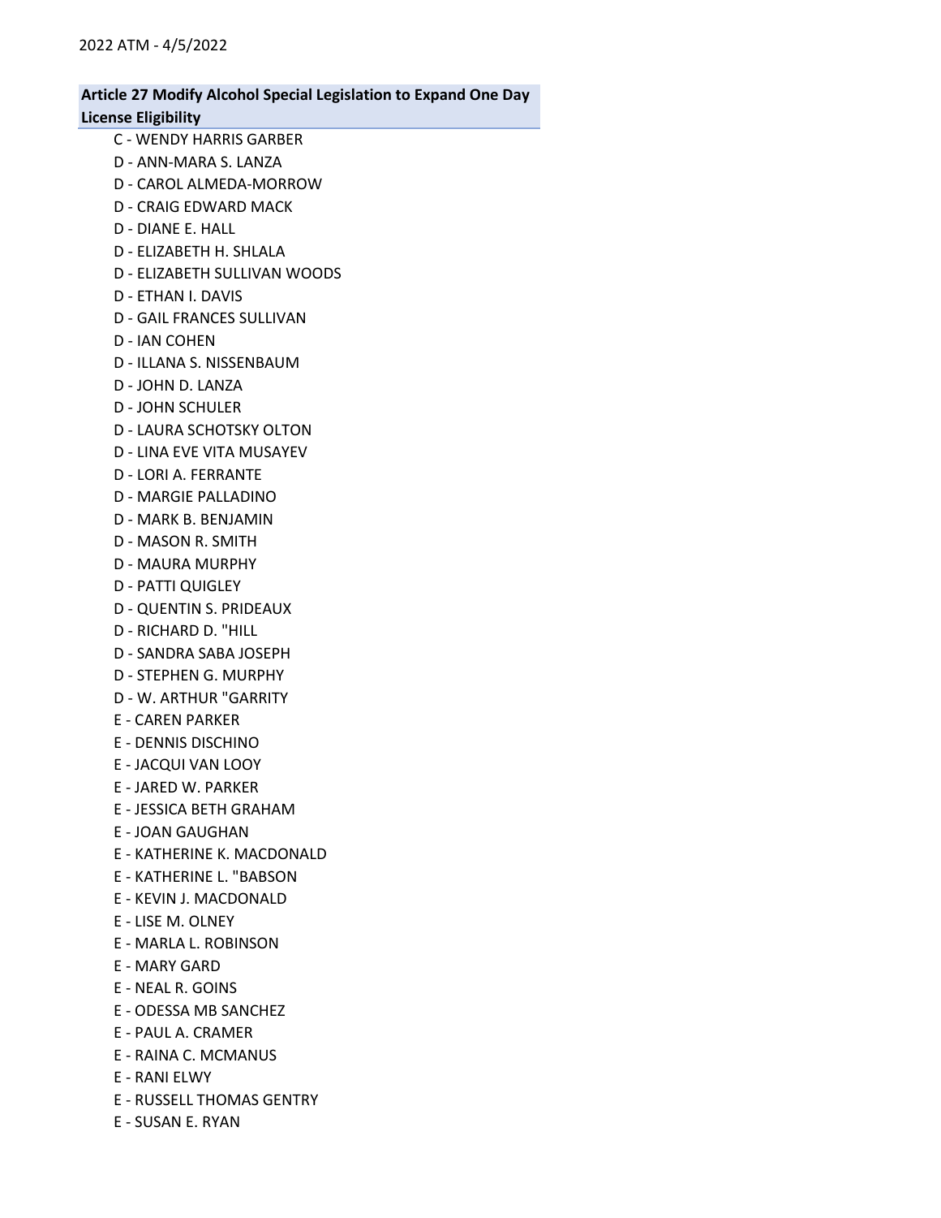**Article 27 Modify Alcohol Special Legislation to Expand One Day License Eligibility**

C - WENDY HARRIS GARBER
D - ANN-MARA S. LANZA
D - CAROL ALMEDA-MORROW
D - CRAIG EDWARD MACK
D - DIANE E. HALL
D - ELIZABETH H. SHLALA
D - ELIZABETH SULLIVAN WOODS
D - ETHAN I. DAVIS
D - GAIL FRANCES SULLIVAN
D - IAN COHEN
D - ILLANA S. NISSENBAUM
D - JOHN D. LANZA
D - JOHN SCHULER
D - LAURA SCHOTSKY OLTON
D - LINA EVE VITA MUSAYEV
D - LORI A. FERRANTE
D - MARGIE PALLADINO
D - MARK B. BENJAMIN
D - MASON R. SMITH
D - MAURA MURPHY
D - PATTI QUIGLEY
D - QUENTIN S. PRIDEAUX
D - RICHARD D. "HILL
D - SANDRA SABA JOSEPH
D - STEPHEN G. MURPHY
D - W. ARTHUR "GARRITY
E - CAREN PARKER
E - DENNIS DISCHINO
E - JACQUI VAN LOOY
E - JARED W. PARKER
E - JESSICA BETH GRAHAM
E - JOAN GAUGHAN
E - KATHERINE K. MACDONALD
E - KATHERINE L. "BABSON
E - KEVIN J. MACDONALD
E - LISE M. OLNEY
E - MARLA L. ROBINSON
E - MARY GARD
E - NEAL R. GOINS
E - ODESSA MB SANCHEZ
E - PAUL A. CRAMER
E - RAINA C. MCMANUS
E - RANI ELWY
E - RUSSELL THOMAS GENTRY
E - SUSAN E. RYAN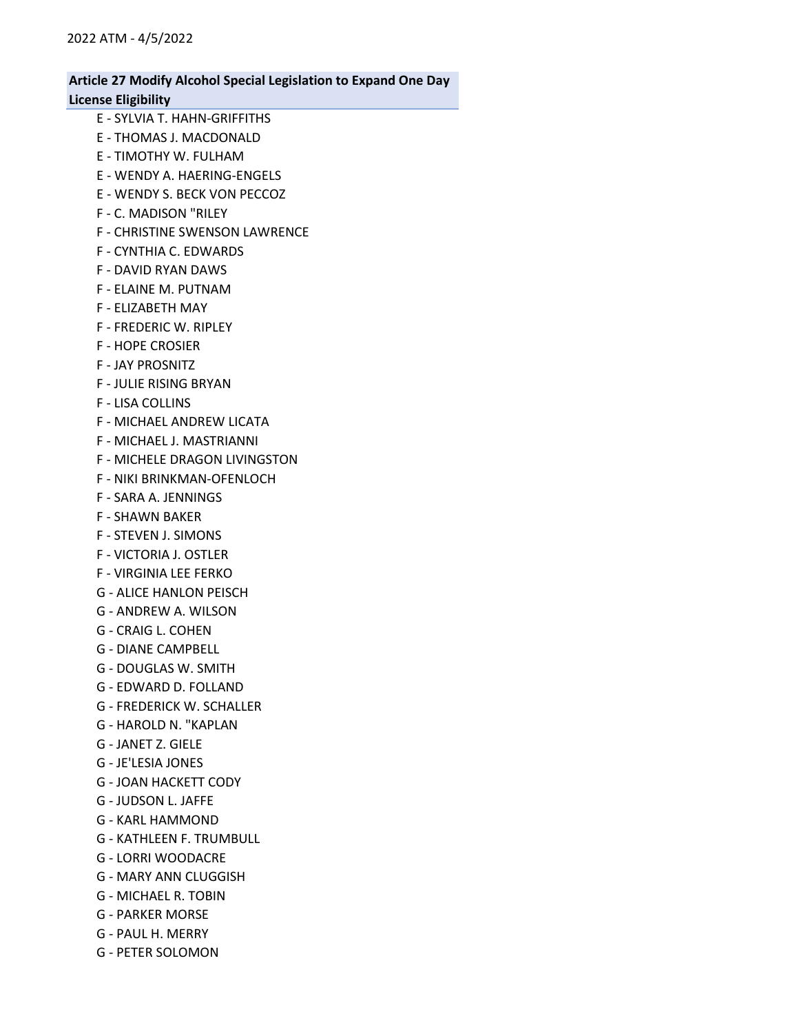**Article 27 Modify Alcohol Special Legislation to Expand One Day License Eligibility**

E - SYLVIA T. HAHN-GRIFFITHS
E - THOMAS J. MACDONALD
E - TIMOTHY W. FULHAM
E - WENDY A. HAERING-ENGELS
E - WENDY S. BECK VON PECCOZ
F - C. MADISON "RILEY
F - CHRISTINE SWENSON LAWRENCE
F - CYNTHIA C. EDWARDS
F - DAVID RYAN DAWS
F - ELAINE M. PUTNAM
F - ELIZABETH MAY
F - FREDERIC W. RIPLEY
F - HOPE CROSIER
F - JAY PROSNITZ
F - JULIE RISING BRYAN
F - LISA COLLINS
F - MICHAEL ANDREW LICATA
F - MICHAEL J. MASTRIANNI
F - MICHELE DRAGON LIVINGSTON
F - NIKI BRINKMAN-OFENLOCH
F - SARA A. JENNINGS
F - SHAWN BAKER
F - STEVEN J. SIMONS
F - VICTORIA J. OSTLER
F - VIRGINIA LEE FERKO
G - ALICE HANLON PEISCH
G - ANDREW A. WILSON
G - CRAIG L. COHEN
G - DIANE CAMPBELL
G - DOUGLAS W. SMITH
G - EDWARD D. FOLLAND
G - FREDERICK W. SCHALLER
G - HAROLD N. "KAPLAN
G - JANET Z. GIELE
G - JE'LESIA JONES
G - JOAN HACKETT CODY
G - JUDSON L. JAFFE
G - KARL HAMMOND
G - KATHLEEN F. TRUMBULL
G - LORRI WOODACRE
G - MARY ANN CLUGGISH
G - MICHAEL R. TOBIN
G - PARKER MORSE
G - PAUL H. MERRY
G - PETER SOLOMON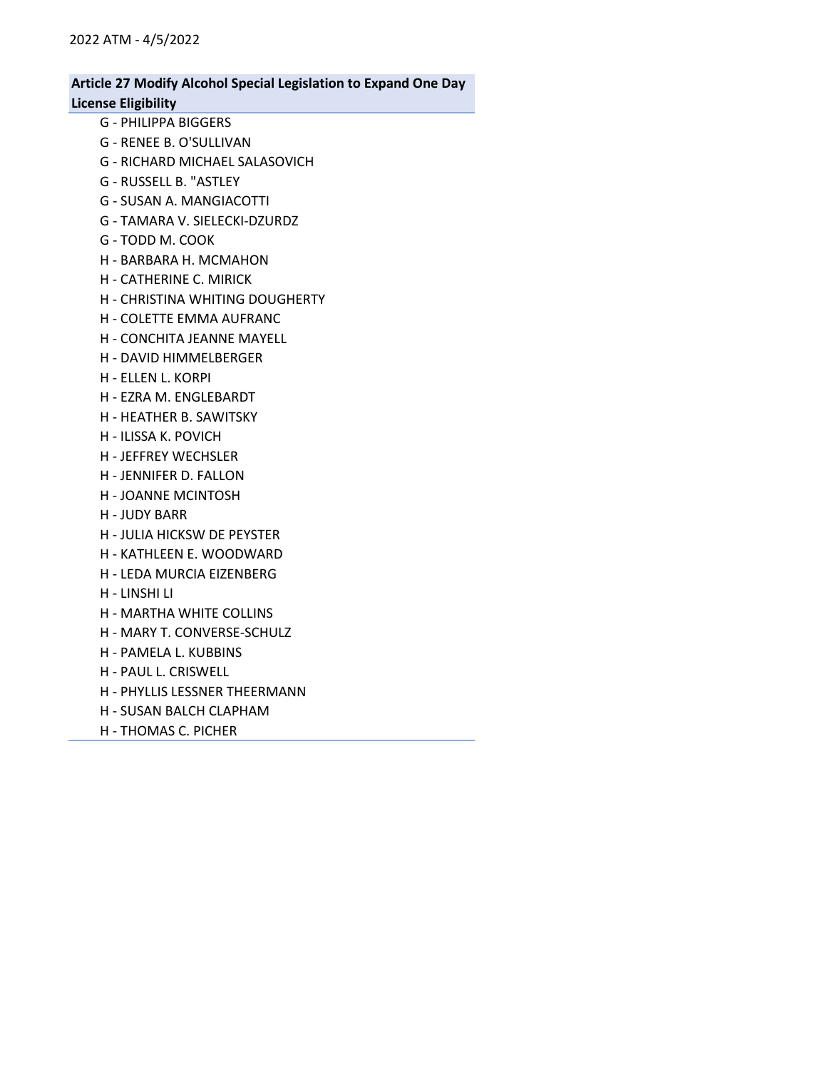**Article 27 Modify Alcohol Special Legislation to Expand One Day License Eligibility**

G - PHILIPPA BIGGERS
G - RENEE B. O'SULLIVAN
G - RICHARD MICHAEL SALASOVICH
G - RUSSELL B. "ASTLEY
G - SUSAN A. MANGIACOTTI
G - TAMARA V. SIELECKI-DZURDZ
G - TODD M. COOK
H - BARBARA H. MCMAHON
H - CATHERINE C. MIRICK
H - CHRISTINA WHITING DOUGHERTY
H - COLETTE EMMA AUFRANC
H - CONCHITA JEANNE MAYELL
H - DAVID HIMMELBERGER
H - ELLEN L. KORPI
H - EZRA M. ENGLEBARDT
H - HEATHER B. SAWITSKY
H - ILISSA K. POVICH
H - JEFFREY WECHSLER
H - JENNIFER D. FALLON
H - JOANNE MCINTOSH
H - JUDY BARR
H - JULIA HICKSW DE PEYSTER
H - KATHLEEN E. WOODWARD
H - LEDA MURCIA EIZENBERG
H - LINSHI LI
H - MARTHA WHITE COLLINS
H - MARY T. CONVERSE-SCHULZ
H - PAMELA L. KUBBINS
H - PAUL L. CRISWELL
H - PHYLLIS LESSNER THEERMANN
H - SUSAN BALCH CLAPHAM
H - THOMAS C. PICHER